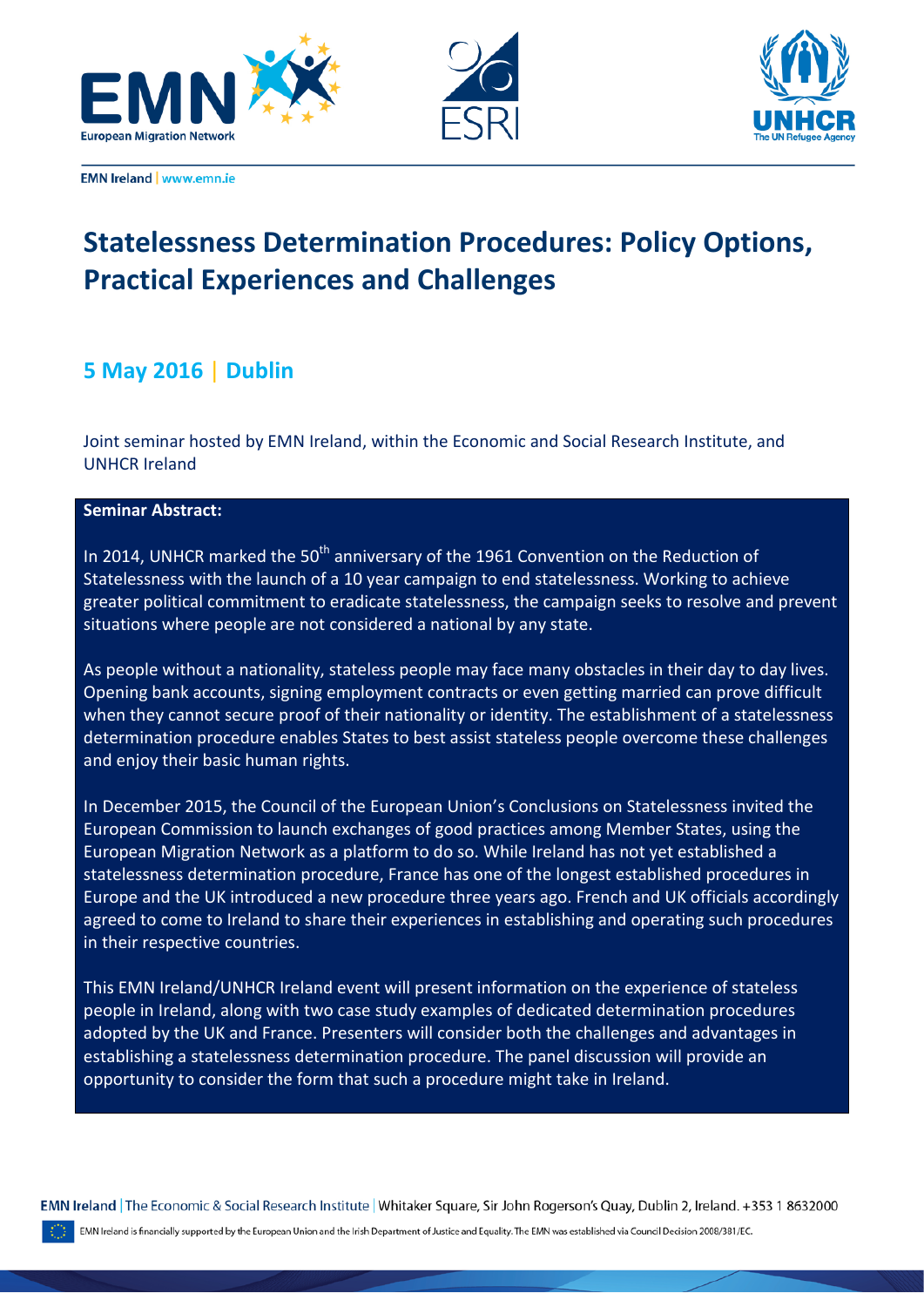EMN Ireland | www.emn.ie

# Statelessness Determination Procedures: Policy Options, Practical Experiences and Challenges

## 5 May 2016 | Dublin

Joint seminar hosted by EMN Ireland, within the Economic and Social Research Institute, and UNHCR Ireland

**Seminar Abstract:**

In 2014, UNHCR marked the 50th anniversary of the 1961 Convention on the Reduction of Statelessness with the launch of a 10 year campaign to end statelessness. Working to achieve greater political commitment to eradicate statelessness, the campaign seeks to resolve and prevent situations where people are not considered a national by any state.

As people without a nationality, stateless people may face many obstacles in their day to day lives. Opening bank accounts, signing employment contracts or even getting married can prove difficult when they cannot secure proof of their nationality or identity. The establishment of a statelessness determination procedure enables States to best assist stateless people overcome these challenges and enjoy their basic human rights.

In December 2015, the Council of the European Union's Conclusions on Statelessness invited the European Commission to launch exchanges of good practices among Member States, using the European Migration Network as a platform to do so. While Ireland has not yet established a statelessness determination procedure, France has one of the longest established procedures in Europe and the UK introduced a new procedure three years ago. French and UK officials accordingly agreed to come to Ireland to share their experiences in establishing and operating such procedures in their respective countries.

This EMN Ireland/UNHCR Ireland event will present information on the experience of stateless people in Ireland, along with two case study examples of dedicated determination procedures adopted by the UK and France. Presenters will consider both the challenges and advantages in establishing a statelessness determination procedure. The panel discussion will provide an opportunity to consider the form that such a procedure might take in Ireland.

EMN Ireland | The Economic & Social Research Institute | Whitaker Square, Sir John Rogerson's Quay, Dublin 2, Ireland. +353 1 8632000

EMN Ireland is financially supported by the European Union and the Irish Department of Justice and Equality. The EMN was established via Council Decision 2008/381/EC.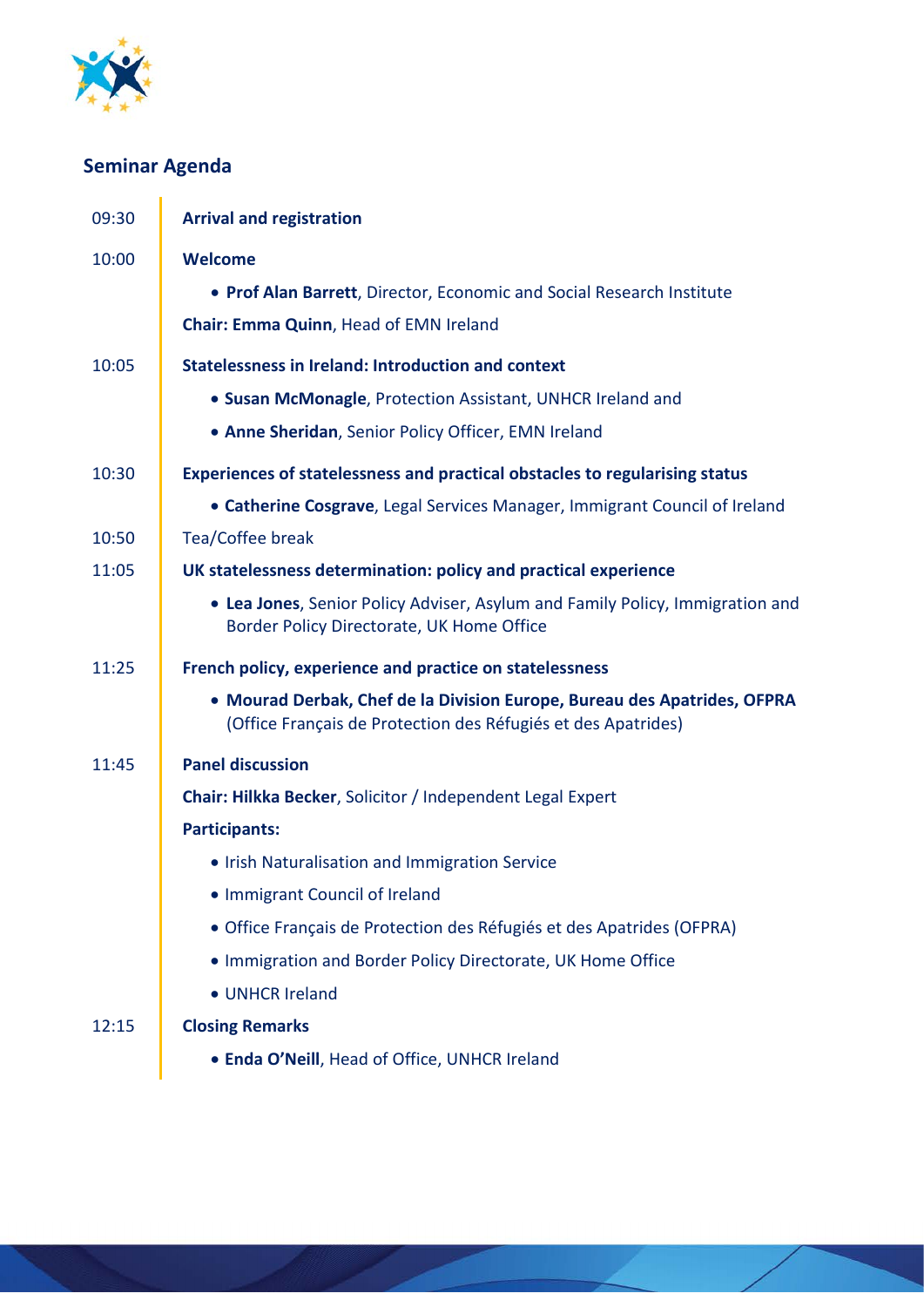## Seminar Agenda

09:30 **Arrival and registration**

10:00 **Welcome**

- **Prof Alan Barrett**, Director, Economic and Social Research Institute

**Chair: Emma Quinn**, Head of EMN Ireland

10:05 **Statelessness in Ireland: Introduction and context**

- **Susan McMonagle**, Protection Assistant, UNHCR Ireland and
- **Anne Sheridan**, Senior Policy Officer, EMN Ireland

10:30 **Experiences of statelessness and practical obstacles to regularising status**

- **Catherine Cosgrave**, Legal Services Manager, Immigrant Council of Ireland

10:50 Tea/Coffee break

11:05 **UK statelessness determination: policy and practical experience**

- **Lea Jones**, Senior Policy Adviser, Asylum and Family Policy, Immigration and Border Policy Directorate, UK Home Office

11:25 **French policy, experience and practice on statelessness**

- **Mourad Derbak, Chef de la Division Europe, Bureau des Apatrides, OFPRA** (Office Français de Protection des Réfugiés et des Apatrides)

11:45 **Panel discussion**

**Chair: Hilkka Becker**, Solicitor / Independent Legal Expert

**Participants:**

- Irish Naturalisation and Immigration Service
- Immigrant Council of Ireland
- Office Français de Protection des Réfugiés et des Apatrides (OFPRA)
- Immigration and Border Policy Directorate, UK Home Office
- UNHCR Ireland

12:15 **Closing Remarks**

- **Enda O'Neill**, Head of Office, UNHCR Ireland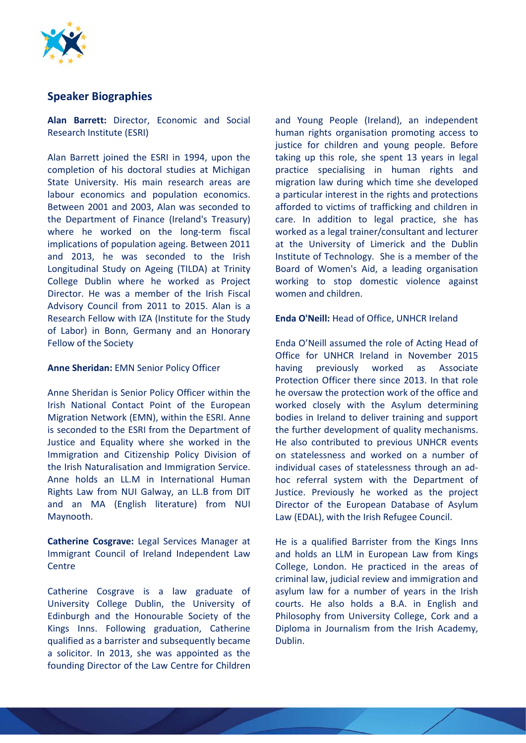## Speaker Biographies

**Alan Barrett:** Director, Economic and Social Research Institute (ESRI)

Alan Barrett joined the ESRI in 1994, upon the completion of his doctoral studies at Michigan State University. His main research areas are labour economics and population economics. Between 2001 and 2003, Alan was seconded to the Department of Finance (Ireland's Treasury) where he worked on the long-term fiscal implications of population ageing. Between 2011 and 2013, he was seconded to the Irish Longitudinal Study on Ageing (TILDA) at Trinity College Dublin where he worked as Project Director. He was a member of the Irish Fiscal Advisory Council from 2011 to 2015. Alan is a Research Fellow with IZA (Institute for the Study of Labor) in Bonn, Germany and an Honorary Fellow of the Society

**Anne Sheridan:** EMN Senior Policy Officer

Anne Sheridan is Senior Policy Officer within the Irish National Contact Point of the European Migration Network (EMN), within the ESRI. Anne is seconded to the ESRI from the Department of Justice and Equality where she worked in the Immigration and Citizenship Policy Division of the Irish Naturalisation and Immigration Service. Anne holds an LL.M in International Human Rights Law from NUI Galway, an LL.B from DIT and an MA (English literature) from NUI Maynooth.

**Catherine Cosgrave:** Legal Services Manager at Immigrant Council of Ireland Independent Law Centre

Catherine Cosgrave is a law graduate of University College Dublin, the University of Edinburgh and the Honourable Society of the Kings Inns. Following graduation, Catherine qualified as a barrister and subsequently became a solicitor. In 2013, she was appointed as the founding Director of the Law Centre for Children and Young People (Ireland), an independent human rights organisation promoting access to justice for children and young people. Before taking up this role, she spent 13 years in legal practice specialising in human rights and migration law during which time she developed a particular interest in the rights and protections afforded to victims of trafficking and children in care. In addition to legal practice, she has worked as a legal trainer/consultant and lecturer at the University of Limerick and the Dublin Institute of Technology. She is a member of the Board of Women's Aid, a leading organisation working to stop domestic violence against women and children.

**Enda O'Neill:** Head of Office, UNHCR Ireland

Enda O'Neill assumed the role of Acting Head of Office for UNHCR Ireland in November 2015 having previously worked as Associate Protection Officer there since 2013. In that role he oversaw the protection work of the office and worked closely with the Asylum determining bodies in Ireland to deliver training and support the further development of quality mechanisms. He also contributed to previous UNHCR events on statelessness and worked on a number of individual cases of statelessness through an ad-hoc referral system with the Department of Justice. Previously he worked as the project Director of the European Database of Asylum Law (EDAL), with the Irish Refugee Council.

He is a qualified Barrister from the Kings Inns and holds an LLM in European Law from Kings College, London. He practiced in the areas of criminal law, judicial review and immigration and asylum law for a number of years in the Irish courts. He also holds a B.A. in English and Philosophy from University College, Cork and a Diploma in Journalism from the Irish Academy, Dublin.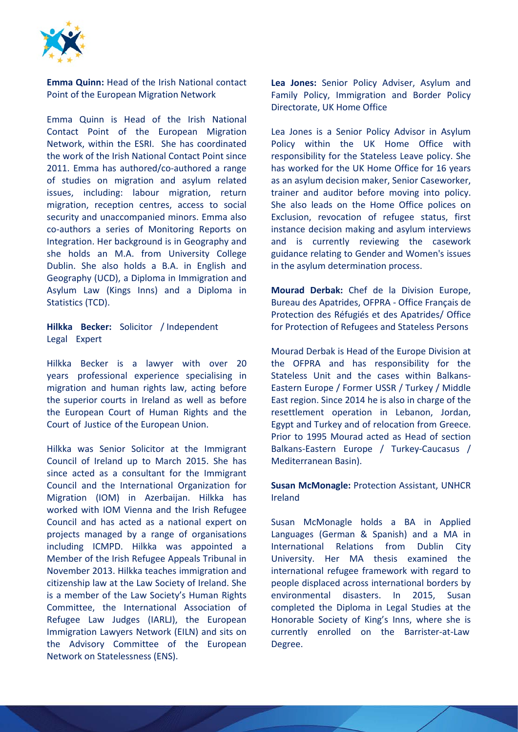**Emma Quinn:** Head of the Irish National contact Point of the European Migration Network

Emma Quinn is Head of the Irish National Contact Point of the European Migration Network, within the ESRI. She has coordinated the work of the Irish National Contact Point since 2011. Emma has authored/co-authored a range of studies on migration and asylum related issues, including: labour migration, return migration, reception centres, access to social security and unaccompanied minors. Emma also co-authors a series of Monitoring Reports on Integration. Her background is in Geography and she holds an M.A. from University College Dublin. She also holds a B.A. in English and Geography (UCD), a Diploma in Immigration and Asylum Law (Kings Inns) and a Diploma in Statistics (TCD).

**Hilkka Becker:** Solicitor / Independent Legal Expert

Hilkka Becker is a lawyer with over 20 years professional experience specialising in migration and human rights law, acting before the superior courts in Ireland as well as before the European Court of Human Rights and the Court of Justice of the European Union.

Hilkka was Senior Solicitor at the Immigrant Council of Ireland up to March 2015. She has since acted as a consultant for the Immigrant Council and the International Organization for Migration (IOM) in Azerbaijan. Hilkka has worked with IOM Vienna and the Irish Refugee Council and has acted as a national expert on projects managed by a range of organisations including ICMPD. Hilkka was appointed a Member of the Irish Refugee Appeals Tribunal in November 2013. Hilkka teaches immigration and citizenship law at the Law Society of Ireland. She is a member of the Law Society's Human Rights Committee, the International Association of Refugee Law Judges (IARLJ), the European Immigration Lawyers Network (EILN) and sits on the Advisory Committee of the European Network on Statelessness (ENS).

**Lea Jones:** Senior Policy Adviser, Asylum and Family Policy, Immigration and Border Policy Directorate, UK Home Office

Lea Jones is a Senior Policy Advisor in Asylum Policy within the UK Home Office with responsibility for the Stateless Leave policy. She has worked for the UK Home Office for 16 years as an asylum decision maker, Senior Caseworker, trainer and auditor before moving into policy. She also leads on the Home Office polices on Exclusion, revocation of refugee status, first instance decision making and asylum interviews and is currently reviewing the casework guidance relating to Gender and Women's issues in the asylum determination process.

**Mourad Derbak:** Chef de la Division Europe, Bureau des Apatrides, OFPRA - Office Français de Protection des Réfugiés et des Apatrides/ Office for Protection of Refugees and Stateless Persons

Mourad Derbak is Head of the Europe Division at the OFPRA and has responsibility for the Stateless Unit and the cases within Balkans-Eastern Europe / Former USSR / Turkey / Middle East region. Since 2014 he is also in charge of the resettlement operation in Lebanon, Jordan, Egypt and Turkey and of relocation from Greece. Prior to 1995 Mourad acted as Head of section Balkans-Eastern Europe / Turkey-Caucasus / Mediterranean Basin).

**Susan McMonagle:** Protection Assistant, UNHCR Ireland

Susan McMonagle holds a BA in Applied Languages (German & Spanish) and a MA in International Relations from Dublin City University. Her MA thesis examined the international refugee framework with regard to people displaced across international borders by environmental disasters. In 2015, Susan completed the Diploma in Legal Studies at the Honorable Society of King's Inns, where she is currently enrolled on the Barrister-at-Law Degree.